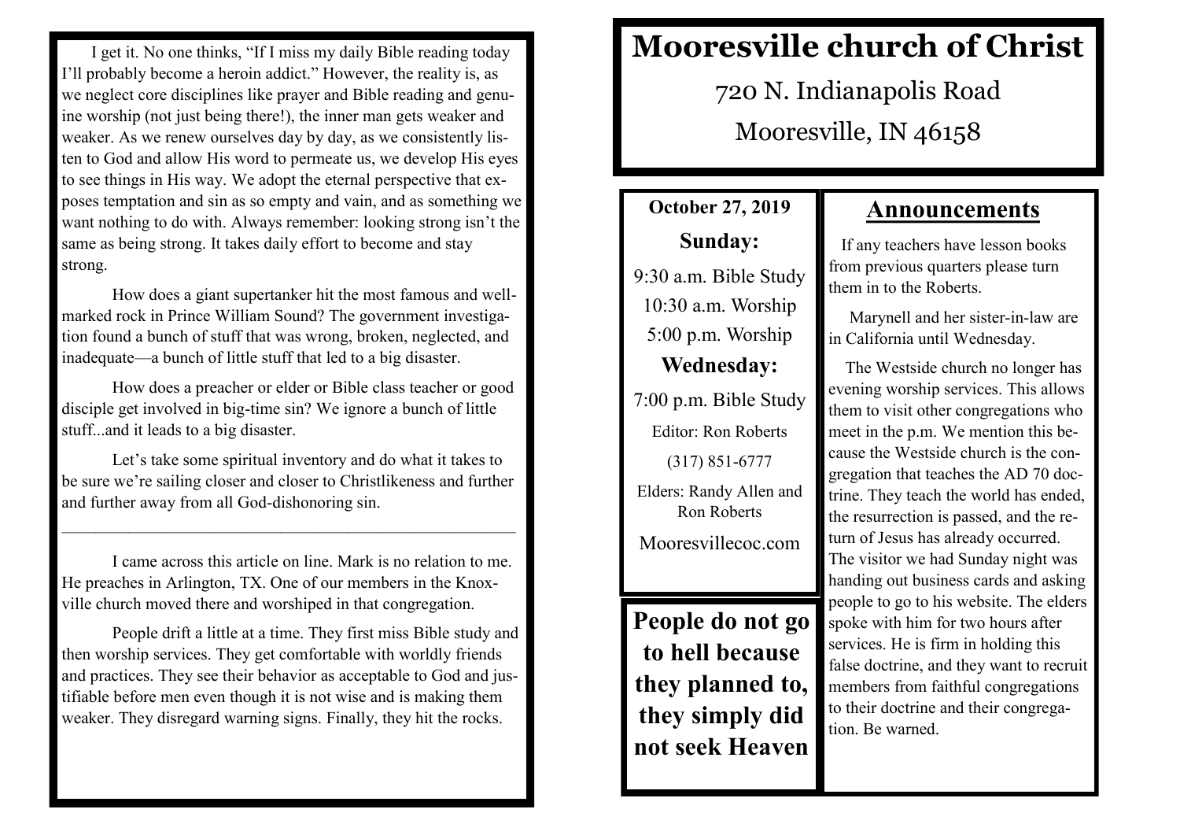I get it. No one thinks, "If I miss my daily Bible reading today I'll probably become a heroin addict." However, the reality is, as we neglect core disciplines like prayer and Bible reading and genuine worship (not just being there!), the inner man gets weaker and weaker. As we renew ourselves day by day, as we consistently listen to God and allow His word to permeate us, we develop His eyes to see things in His way. We adopt the eternal perspective that exposes temptation and sin as so empty and vain, and as something we want nothing to do with. Always remember: looking strong isn't the same as being strong. It takes daily effort to become and stay strong.

How does a giant supertanker hit the most famous and well-marked rock in Prince William Sound? The government investigation found a bunch of stuff that was wrong, broken, neglected, and inadequate—a bunch of little stuff that led to a big disaster.

How does a preacher or elder or Bible class teacher or good disciple get involved in big-time sin? We ignore a bunch of little stuff...and it leads to a big disaster.

Let's take some spiritual inventory and do what it takes to be sure we're sailing closer and closer to Christlikeness and further and further away from all God-dishonoring sin.

---

I came across this article on line. Mark is no relation to me. He preaches in Arlington, TX. One of our members in the Knoxville church moved there and worshiped in that congregation.

People drift a little at a time. They first miss Bible study and then worship services. They get comfortable with worldly friends and practices. They see their behavior as acceptable to God and justifiable before men even though it is not wise and is making them weaker. They disregard warning signs. Finally, they hit the rocks.

# Mooresville church of Christ

720 N. Indianapolis Road

Mooresville, IN 46158

**October 27, 2019**

**Sunday:**

9:30 a.m. Bible Study

10:30 a.m. Worship

5:00 p.m. Worship

**Wednesday:**

7:00 p.m. Bible Study

Editor: Ron Roberts

(317) 851-6777

Elders: Randy Allen and Ron Roberts

Mooresvillecoc.com

**People do not go to hell because they planned to, they simply did not seek Heaven**

## Announcements

If any teachers have lesson books from previous quarters please turn them in to the Roberts.

Marynell and her sister-in-law are in California until Wednesday.

The Westside church no longer has evening worship services. This allows them to visit other congregations who meet in the p.m. We mention this because the Westside church is the congregation that teaches the AD 70 doctrine. They teach the world has ended, the resurrection is passed, and the return of Jesus has already occurred. The visitor we had Sunday night was handing out business cards and asking people to go to his website. The elders spoke with him for two hours after services. He is firm in holding this false doctrine, and they want to recruit members from faithful congregations to their doctrine and their congregation. Be warned.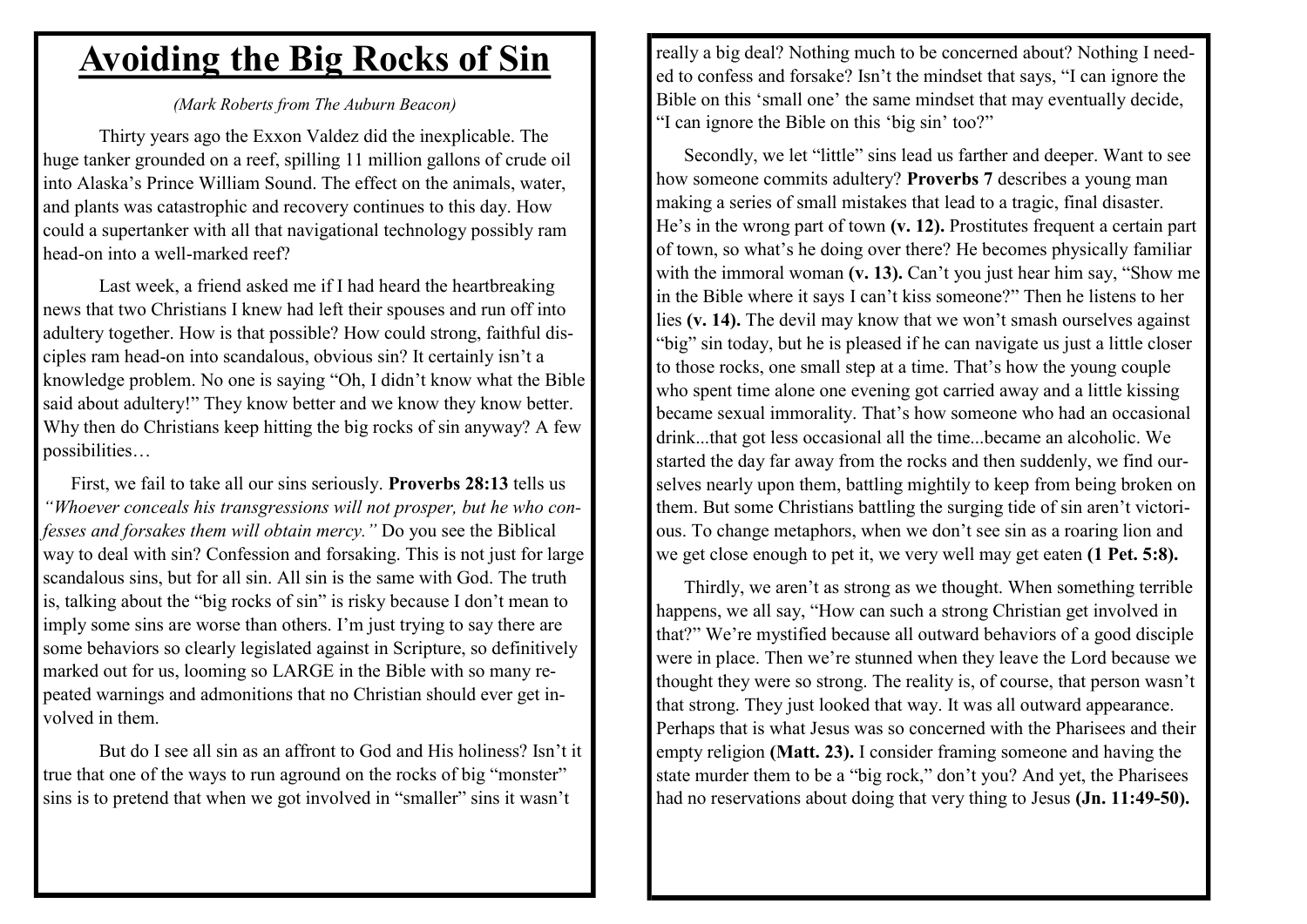# Avoiding the Big Rocks of Sin

*(Mark Roberts from The Auburn Beacon)*

Thirty years ago the Exxon Valdez did the inexplicable. The huge tanker grounded on a reef, spilling 11 million gallons of crude oil into Alaska's Prince William Sound. The effect on the animals, water, and plants was catastrophic and recovery continues to this day. How could a supertanker with all that navigational technology possibly ram head-on into a well-marked reef?

Last week, a friend asked me if I had heard the heartbreaking news that two Christians I knew had left their spouses and run off into adultery together. How is that possible? How could strong, faithful disciples ram head-on into scandalous, obvious sin? It certainly isn't a knowledge problem. No one is saying "Oh, I didn't know what the Bible said about adultery!" They know better and we know they know better. Why then do Christians keep hitting the big rocks of sin anyway? A few possibilities…

First, we fail to take all our sins seriously. **Proverbs 28:13** tells us *"Whoever conceals his transgressions will not prosper, but he who confesses and forsakes them will obtain mercy."* Do you see the Biblical way to deal with sin? Confession and forsaking. This is not just for large scandalous sins, but for all sin. All sin is the same with God. The truth is, talking about the "big rocks of sin" is risky because I don't mean to imply some sins are worse than others. I'm just trying to say there are some behaviors so clearly legislated against in Scripture, so definitively marked out for us, looming so LARGE in the Bible with so many repeated warnings and admonitions that no Christian should ever get involved in them.

But do I see all sin as an affront to God and His holiness? Isn't it true that one of the ways to run aground on the rocks of big "monster" sins is to pretend that when we got involved in "smaller" sins it wasn't really a big deal? Nothing much to be concerned about? Nothing I needed to confess and forsake? Isn't the mindset that says, "I can ignore the Bible on this 'small one' the same mindset that may eventually decide, "I can ignore the Bible on this 'big sin' too?"

Secondly, we let "little" sins lead us farther and deeper. Want to see how someone commits adultery? **Proverbs 7** describes a young man making a series of small mistakes that lead to a tragic, final disaster. He's in the wrong part of town **(v. 12).** Prostitutes frequent a certain part of town, so what's he doing over there? He becomes physically familiar with the immoral woman **(v. 13).** Can't you just hear him say, "Show me in the Bible where it says I can't kiss someone?" Then he listens to her lies **(v. 14).** The devil may know that we won't smash ourselves against "big" sin today, but he is pleased if he can navigate us just a little closer to those rocks, one small step at a time. That's how the young couple who spent time alone one evening got carried away and a little kissing became sexual immorality. That's how someone who had an occasional drink...that got less occasional all the time...became an alcoholic. We started the day far away from the rocks and then suddenly, we find ourselves nearly upon them, battling mightily to keep from being broken on them. But some Christians battling the surging tide of sin aren't victorious. To change metaphors, when we don't see sin as a roaring lion and we get close enough to pet it, we very well may get eaten **(1 Pet. 5:8).**

Thirdly, we aren't as strong as we thought. When something terrible happens, we all say, "How can such a strong Christian get involved in that?" We're mystified because all outward behaviors of a good disciple were in place. Then we're stunned when they leave the Lord because we thought they were so strong. The reality is, of course, that person wasn't that strong. They just looked that way. It was all outward appearance. Perhaps that is what Jesus was so concerned with the Pharisees and their empty religion **(Matt. 23).** I consider framing someone and having the state murder them to be a "big rock," don't you? And yet, the Pharisees had no reservations about doing that very thing to Jesus **(Jn. 11:49-50).**